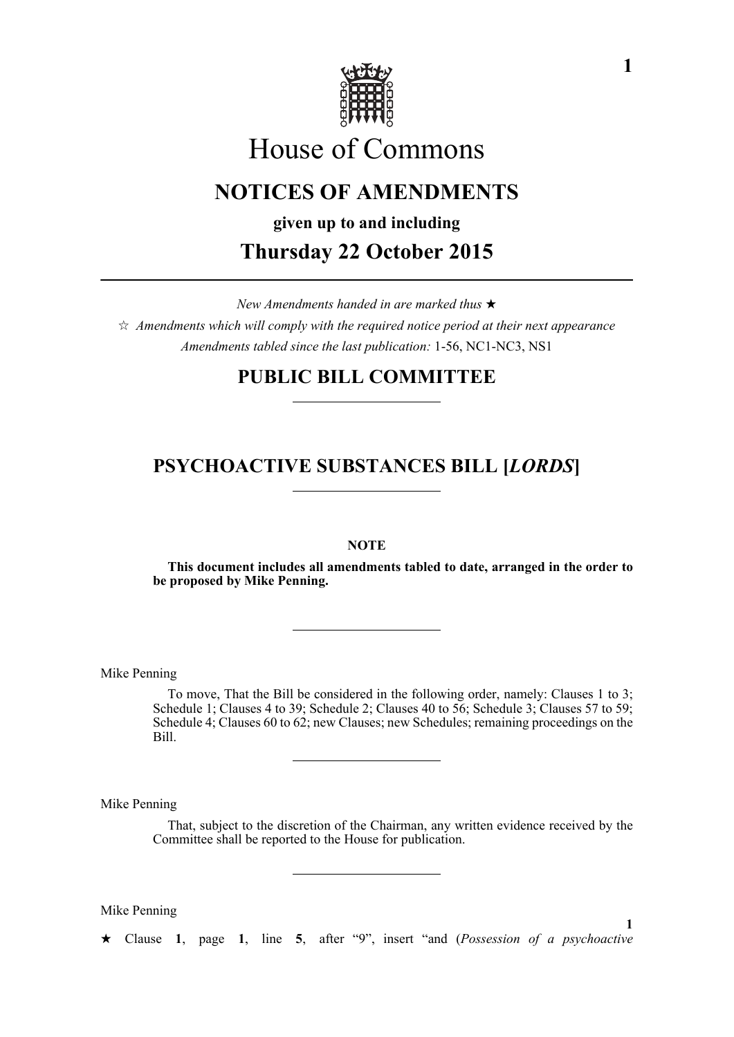# House of Commons

## NOTICES OF AMENDMENTS

**given up to and including**

## Thursday 22 October 2015

*New Amendments handed in are marked thus* ★

☆ *Amendments which will comply with the required notice period at their next appearance*

*Amendments tabled since the last publication:* 1-56, NC1-NC3, NS1

## PUBLIC BILL COMMITTEE

## PSYCHOACTIVE SUBSTANCES BILL [*LORDS*]

**NOTE**

**This document includes all amendments tabled to date, arranged in the order to be proposed by Mike Penning.**

Mike Penning

To move, That the Bill be considered in the following order, namely: Clauses 1 to 3; Schedule 1; Clauses 4 to 39; Schedule 2; Clauses 40 to 56; Schedule 3; Clauses 57 to 59; Schedule 4; Clauses 60 to 62; new Clauses; new Schedules; remaining proceedings on the Bill.

Mike Penning

That, subject to the discretion of the Chairman, any written evidence received by the Committee shall be reported to the House for publication.

Mike Penning

**1**

★ Clause **1**, page **1**, line **5**, after "9", insert "and (*Possession of a psychoactive*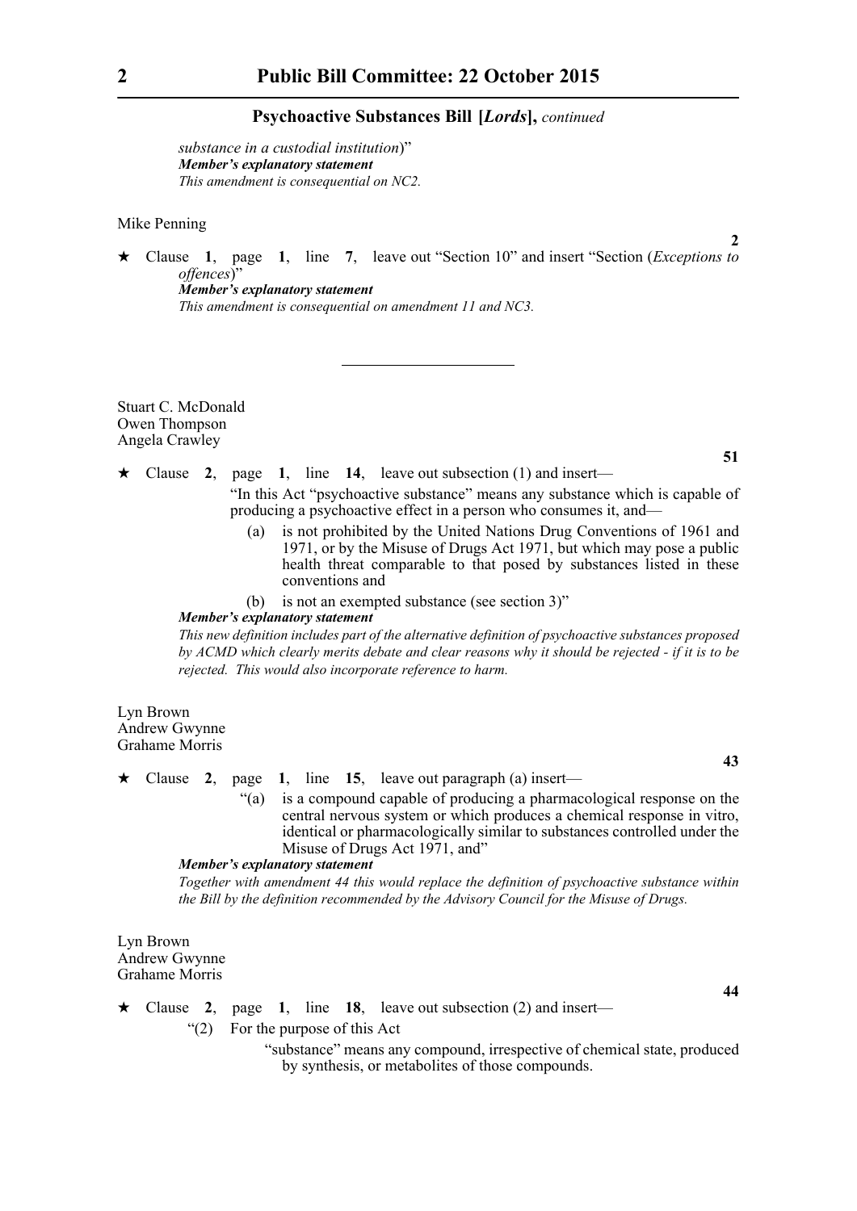*substance in a custodial institution*)"

***Member's explanatory statement***

*This amendment is consequential on NC2.*

Mike Penning

**2**

★ Clause **1**, page **1**, line **7**, leave out "Section 10" and insert "Section (*Exceptions to offences*)"

***Member's explanatory statement***

*This amendment is consequential on amendment 11 and NC3.*

---

Stuart C. McDonald
Owen Thompson
Angela Crawley

**51**

★ Clause **2**, page **1**, line **14**, leave out subsection (1) and insert—

"In this Act "psychoactive substance" means any substance which is capable of producing a psychoactive effect in a person who consumes it, and—

(a) is not prohibited by the United Nations Drug Conventions of 1961 and 1971, or by the Misuse of Drugs Act 1971, but which may pose a public health threat comparable to that posed by substances listed in these conventions and

(b) is not an exempted substance (see section 3)"

***Member's explanatory statement***

*This new definition includes part of the alternative definition of psychoactive substances proposed by ACMD which clearly merits debate and clear reasons why it should be rejected - if it is to be rejected. This would also incorporate reference to harm.*

Lyn Brown
Andrew Gwynne
Grahame Morris

**43**

★ Clause **2**, page **1**, line **15**, leave out paragraph (a) insert—

"(a) is a compound capable of producing a pharmacological response on the central nervous system or which produces a chemical response in vitro, identical or pharmacologically similar to substances controlled under the Misuse of Drugs Act 1971, and"

***Member's explanatory statement***

*Together with amendment 44 this would replace the definition of psychoactive substance within the Bill by the definition recommended by the Advisory Council for the Misuse of Drugs.*

Lyn Brown
Andrew Gwynne
Grahame Morris

**44**

★ Clause **2**, page **1**, line **18**, leave out subsection (2) and insert—

"(2) For the purpose of this Act

"substance" means any compound, irrespective of chemical state, produced by synthesis, or metabolites of those compounds.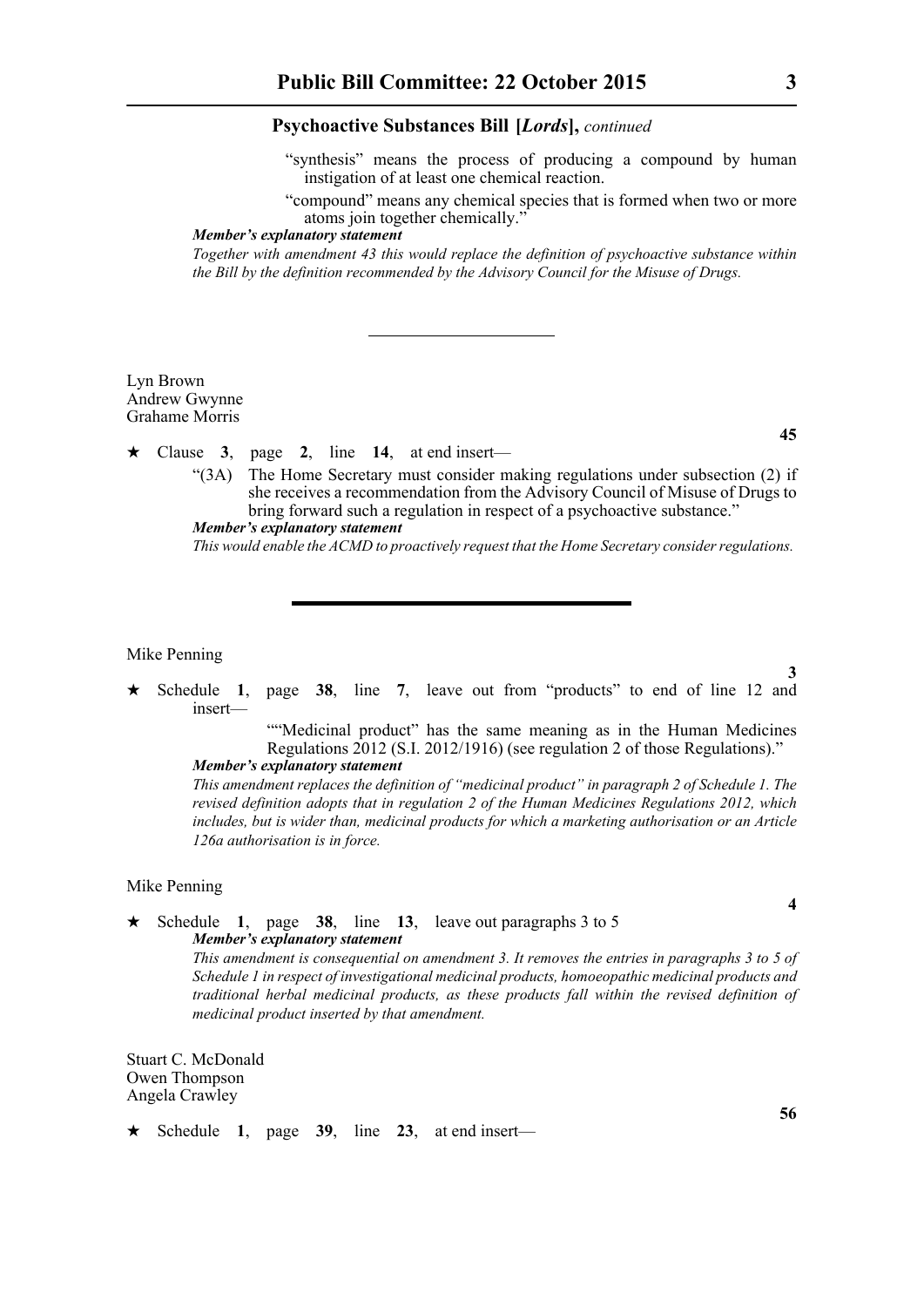**Psychoactive Substances Bill [*Lords*],** *continued*

"synthesis" means the process of producing a compound by human instigation of at least one chemical reaction.

"compound" means any chemical species that is formed when two or more atoms join together chemically."

***Member's explanatory statement***

*Together with amendment 43 this would replace the definition of psychoactive substance within the Bill by the definition recommended by the Advisory Council for the Misuse of Drugs.*

---

Lyn Brown
Andrew Gwynne
Grahame Morris

**45**

★ Clause **3**, page **2**, line **14**, at end insert—

"(3A) The Home Secretary must consider making regulations under subsection (2) if she receives a recommendation from the Advisory Council of Misuse of Drugs to bring forward such a regulation in respect of a psychoactive substance."

***Member's explanatory statement***

*This would enable the ACMD to proactively request that the Home Secretary consider regulations.*

---

Mike Penning

**3**

★ Schedule **1**, page **38**, line **7**, leave out from "products" to end of line 12 and insert—

""Medicinal product" has the same meaning as in the Human Medicines Regulations 2012 (S.I. 2012/1916) (see regulation 2 of those Regulations)."

***Member's explanatory statement***

*This amendment replaces the definition of "medicinal product" in paragraph 2 of Schedule 1. The revised definition adopts that in regulation 2 of the Human Medicines Regulations 2012, which includes, but is wider than, medicinal products for which a marketing authorisation or an Article 126a authorisation is in force.*

Mike Penning

**4**

★ Schedule **1**, page **38**, line **13**, leave out paragraphs 3 to 5

***Member's explanatory statement***

*This amendment is consequential on amendment 3. It removes the entries in paragraphs 3 to 5 of Schedule 1 in respect of investigational medicinal products, homoeopathic medicinal products and traditional herbal medicinal products, as these products fall within the revised definition of medicinal product inserted by that amendment.*

Stuart C. McDonald
Owen Thompson
Angela Crawley

**56**

★ Schedule **1**, page **39**, line **23**, at end insert—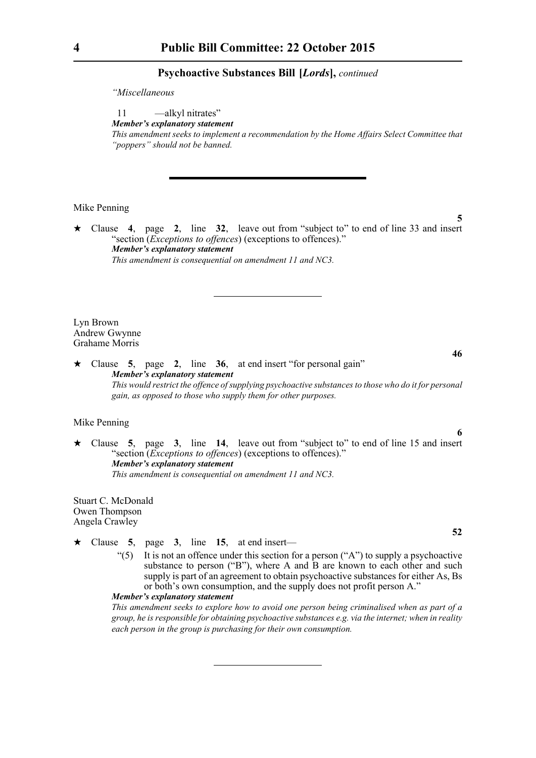*"Miscellaneous*

11 —alkyl nitrates"

***Member's explanatory statement***

*This amendment seeks to implement a recommendation by the Home Affairs Select Committee that "poppers" should not be banned.*

---

Mike Penning

**5**

★ Clause **4**, page **2**, line **32**, leave out from "subject to" to end of line 33 and insert "section (*Exceptions to offences*) (exceptions to offences)."

***Member's explanatory statement***

*This amendment is consequential on amendment 11 and NC3.*

---

Lyn Brown
Andrew Gwynne
Grahame Morris

**46**

★ Clause **5**, page **2**, line **36**, at end insert "for personal gain"

***Member's explanatory statement***

*This would restrict the offence of supplying psychoactive substances to those who do it for personal gain, as opposed to those who supply them for other purposes.*

Mike Penning

**6**

★ Clause **5**, page **3**, line **14**, leave out from "subject to" to end of line 15 and insert "section (*Exceptions to offences*) (exceptions to offences)."

***Member's explanatory statement***

*This amendment is consequential on amendment 11 and NC3.*

Stuart C. McDonald
Owen Thompson
Angela Crawley

**52**

★ Clause **5**, page **3**, line **15**, at end insert—

"(5) It is not an offence under this section for a person ("A") to supply a psychoactive substance to person ("B"), where A and B are known to each other and such supply is part of an agreement to obtain psychoactive substances for either As, Bs or both's own consumption, and the supply does not profit person A."

***Member's explanatory statement***

*This amendment seeks to explore how to avoid one person being criminalised when as part of a group, he is responsible for obtaining psychoactive substances e.g. via the internet; when in reality each person in the group is purchasing for their own consumption.*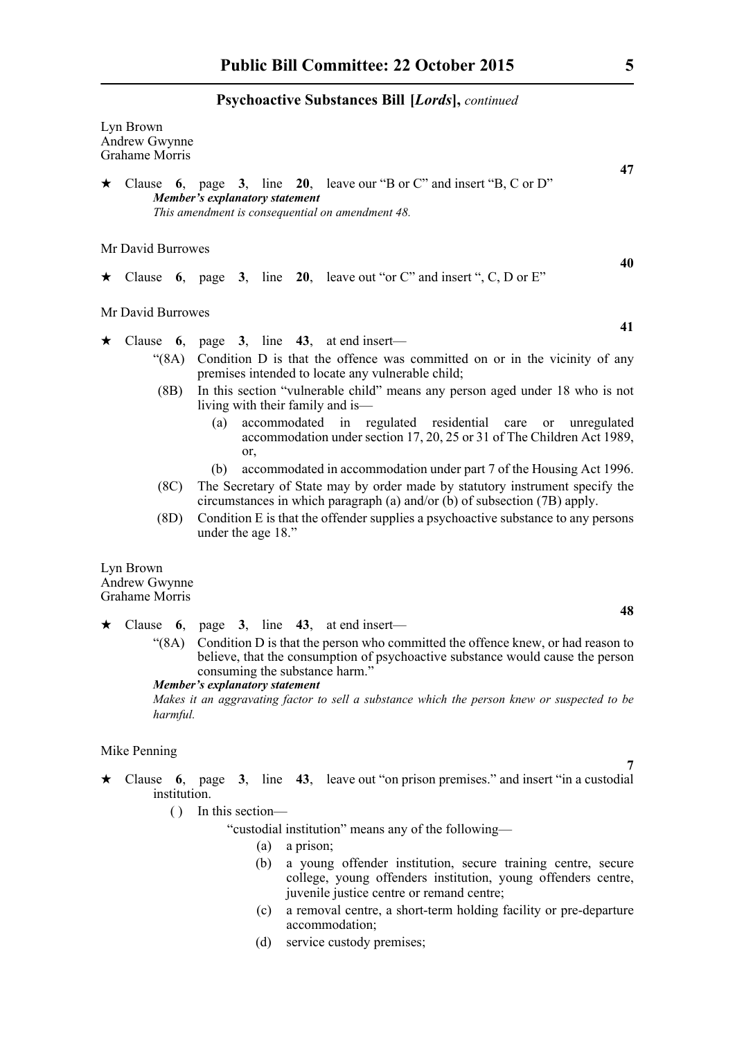Lyn Brown
Andrew Gwynne
Grahame Morris

**47**

★ Clause **6**, page **3**, line **20**, leave our "B or C" and insert "B, C or D"

***Member's explanatory statement***

*This amendment is consequential on amendment 48.*

Mr David Burrowes

**40**

★ Clause **6**, page **3**, line **20**, leave out "or C" and insert ", C, D or E"

Mr David Burrowes

**41**

★ Clause **6**, page **3**, line **43**, at end insert—

"(8A) Condition D is that the offence was committed on or in the vicinity of any premises intended to locate any vulnerable child;

(8B) In this section "vulnerable child" means any person aged under 18 who is not living with their family and is—

(a) accommodated in regulated residential care or unregulated accommodation under section 17, 20, 25 or 31 of The Children Act 1989, or,

(b) accommodated in accommodation under part 7 of the Housing Act 1996.

(8C) The Secretary of State may by order made by statutory instrument specify the circumstances in which paragraph (a) and/or (b) of subsection (7B) apply.

(8D) Condition E is that the offender supplies a psychoactive substance to any persons under the age 18."

Lyn Brown
Andrew Gwynne
Grahame Morris

**48**

★ Clause **6**, page **3**, line **43**, at end insert—

"(8A) Condition D is that the person who committed the offence knew, or had reason to believe, that the consumption of psychoactive substance would cause the person consuming the substance harm."

***Member's explanatory statement***

*Makes it an aggravating factor to sell a substance which the person knew or suspected to be harmful.*

Mike Penning

**7**

★ Clause **6**, page **3**, line **43**, leave out "on prison premises." and insert "in a custodial institution.

( ) In this section—

"custodial institution" means any of the following—

(a) a prison;

(b) a young offender institution, secure training centre, secure college, young offenders institution, young offenders centre, juvenile justice centre or remand centre;

(c) a removal centre, a short-term holding facility or pre-departure accommodation;

(d) service custody premises;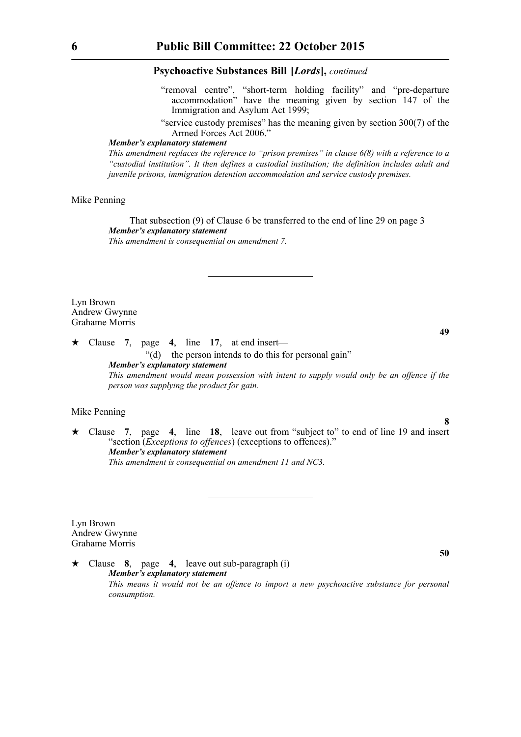**Psychoactive Substances Bill [*Lords*],** *continued*

"removal centre", "short-term holding facility" and "pre-departure accommodation" have the meaning given by section 147 of the Immigration and Asylum Act 1999;

"service custody premises" has the meaning given by section 300(7) of the Armed Forces Act 2006."

***Member's explanatory statement***

*This amendment replaces the reference to "prison premises" in clause 6(8) with a reference to a "custodial institution". It then defines a custodial institution; the definition includes adult and juvenile prisons, immigration detention accommodation and service custody premises.*

Mike Penning

That subsection (9) of Clause 6 be transferred to the end of line 29 on page 3

***Member's explanatory statement***

*This amendment is consequential on amendment 7.*

---

Lyn Brown
Andrew Gwynne
Grahame Morris

**49**

★ Clause **7**, page **4**, line **17**, at end insert—

"(d) the person intends to do this for personal gain"

***Member's explanatory statement***

*This amendment would mean possession with intent to supply would only be an offence if the person was supplying the product for gain.*

Mike Penning

**8**

★ Clause **7**, page **4**, line **18**, leave out from "subject to" to end of line 19 and insert "section (*Exceptions to offences*) (exceptions to offences)."

***Member's explanatory statement***

*This amendment is consequential on amendment 11 and NC3.*

---

Lyn Brown
Andrew Gwynne
Grahame Morris

**50**

★ Clause **8**, page **4**, leave out sub-paragraph (i)

***Member's explanatory statement***

*This means it would not be an offence to import a new psychoactive substance for personal consumption.*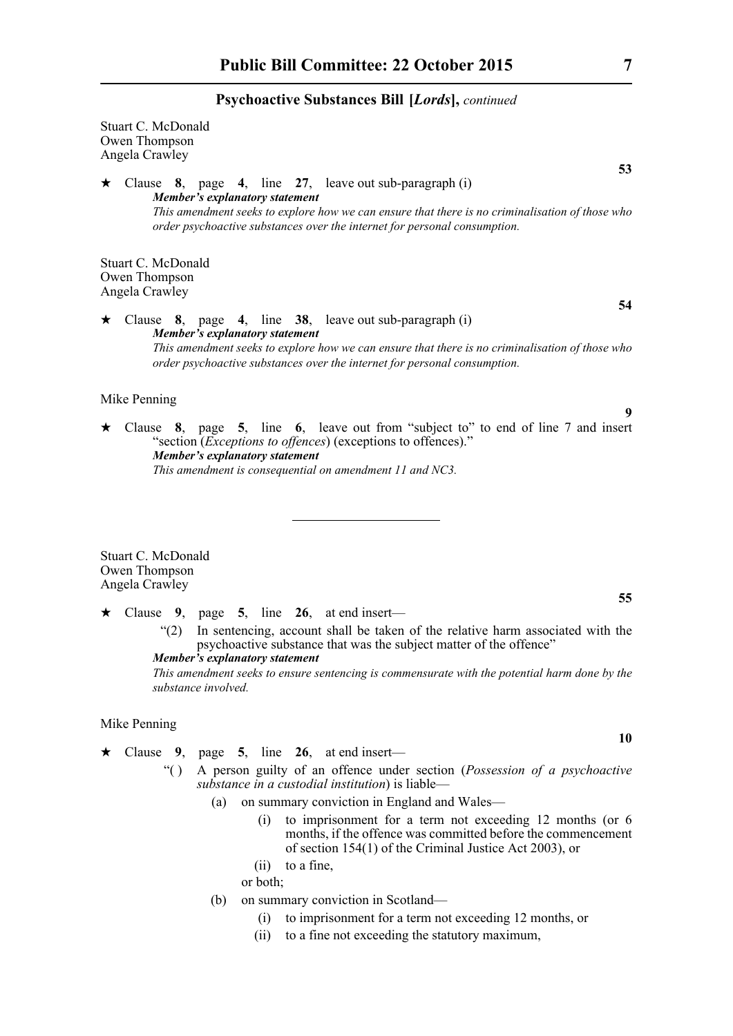Stuart C. McDonald
Owen Thompson
Angela Crawley

**53**

★ Clause **8**, page **4**, line **27**, leave out sub-paragraph (i)

***Member's explanatory statement***

*This amendment seeks to explore how we can ensure that there is no criminalisation of those who order psychoactive substances over the internet for personal consumption.*

Stuart C. McDonald
Owen Thompson
Angela Crawley

**54**

★ Clause **8**, page **4**, line **38**, leave out sub-paragraph (i)

***Member's explanatory statement***

*This amendment seeks to explore how we can ensure that there is no criminalisation of those who order psychoactive substances over the internet for personal consumption.*

Mike Penning

**9**

★ Clause **8**, page **5**, line **6**, leave out from "subject to" to end of line 7 and insert "section (*Exceptions to offences*) (exceptions to offences)."

***Member's explanatory statement***

*This amendment is consequential on amendment 11 and NC3.*

---

Stuart C. McDonald
Owen Thompson
Angela Crawley

**55**

★ Clause **9**, page **5**, line **26**, at end insert—

"(2) In sentencing, account shall be taken of the relative harm associated with the psychoactive substance that was the subject matter of the offence"

***Member's explanatory statement***

*This amendment seeks to ensure sentencing is commensurate with the potential harm done by the substance involved.*

Mike Penning

**10**

★ Clause **9**, page **5**, line **26**, at end insert—

"( ) A person guilty of an offence under section (*Possession of a psychoactive substance in a custodial institution*) is liable—

(a) on summary conviction in England and Wales—

(i) to imprisonment for a term not exceeding 12 months (or 6 months, if the offence was committed before the commencement of section 154(1) of the Criminal Justice Act 2003), or

(ii) to a fine,

or both;

(b) on summary conviction in Scotland—

(i) to imprisonment for a term not exceeding 12 months, or

(ii) to a fine not exceeding the statutory maximum,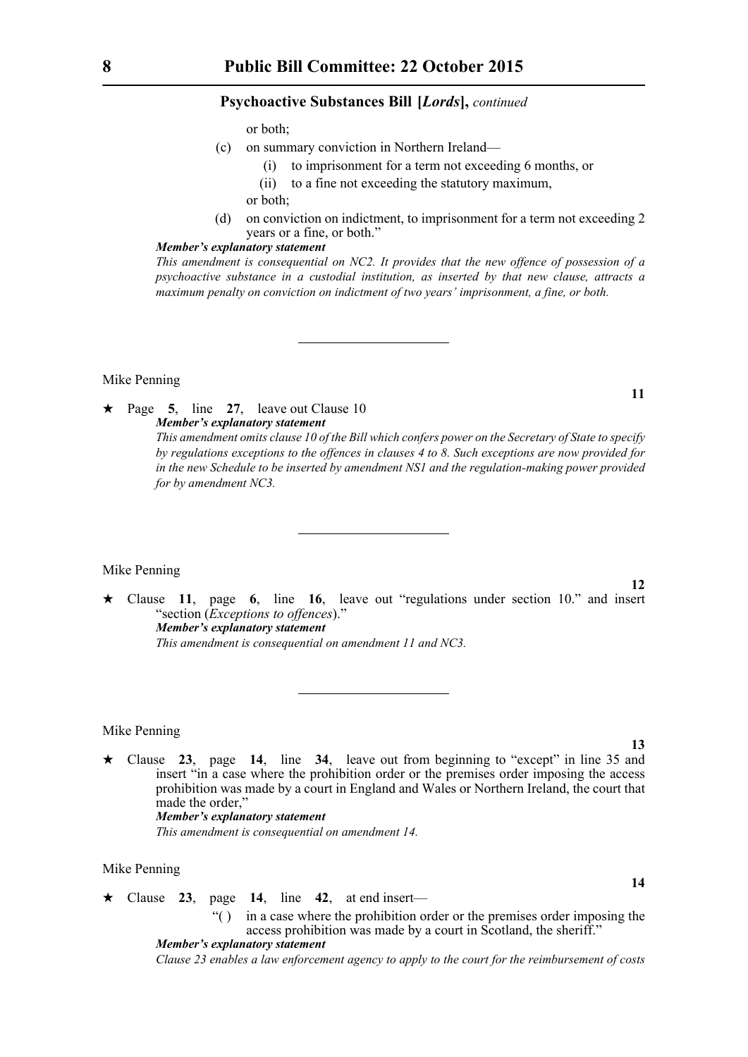or both;

(c) on summary conviction in Northern Ireland—

(i) to imprisonment for a term not exceeding 6 months, or

(ii) to a fine not exceeding the statutory maximum,

or both;

(d) on conviction on indictment, to imprisonment for a term not exceeding 2 years or a fine, or both."

***Member's explanatory statement***

*This amendment is consequential on NC2. It provides that the new offence of possession of a psychoactive substance in a custodial institution, as inserted by that new clause, attracts a maximum penalty on conviction on indictment of two years' imprisonment, a fine, or both.*

---

Mike Penning

**11**

★ Page **5**, line **27**, leave out Clause 10

***Member's explanatory statement***

*This amendment omits clause 10 of the Bill which confers power on the Secretary of State to specify by regulations exceptions to the offences in clauses 4 to 8. Such exceptions are now provided for in the new Schedule to be inserted by amendment NS1 and the regulation-making power provided for by amendment NC3.*

---

Mike Penning

**12**

★ Clause **11**, page **6**, line **16**, leave out "regulations under section 10." and insert "section (*Exceptions to offences*)."

***Member's explanatory statement***

*This amendment is consequential on amendment 11 and NC3.*

---

Mike Penning

**13**

★ Clause **23**, page **14**, line **34**, leave out from beginning to "except" in line 35 and insert "in a case where the prohibition order or the premises order imposing the access prohibition was made by a court in England and Wales or Northern Ireland, the court that made the order,"

***Member's explanatory statement***

*This amendment is consequential on amendment 14.*

Mike Penning

**14**

★ Clause **23**, page **14**, line **42**, at end insert—

"( ) in a case where the prohibition order or the premises order imposing the access prohibition was made by a court in Scotland, the sheriff."

***Member's explanatory statement***

*Clause 23 enables a law enforcement agency to apply to the court for the reimbursement of costs*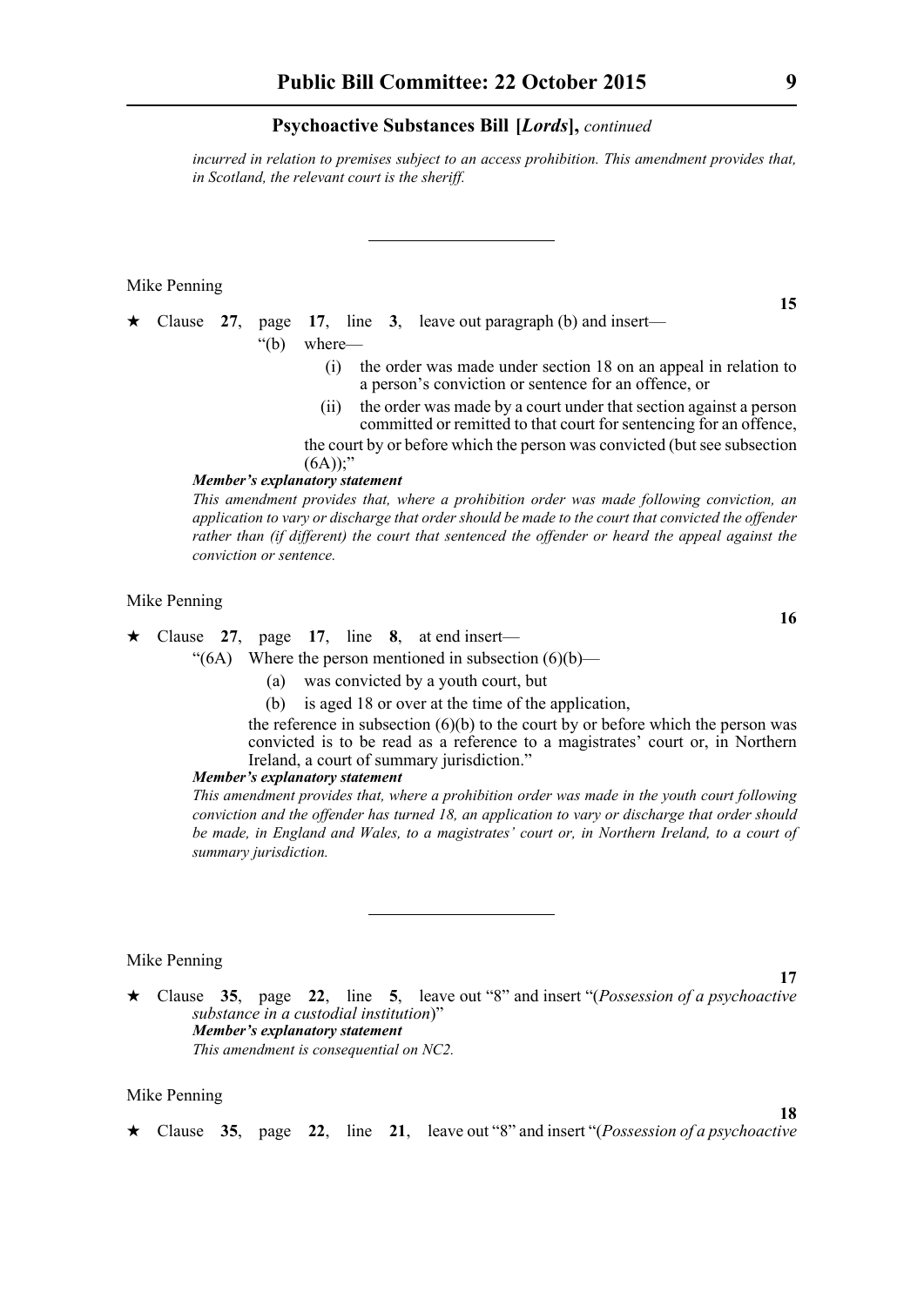*incurred in relation to premises subject to an access prohibition. This amendment provides that, in Scotland, the relevant court is the sheriff.*

---

Mike Penning

**15**

★ Clause **27**, page **17**, line **3**, leave out paragraph (b) and insert—

"(b) where—

(i) the order was made under section 18 on an appeal in relation to a person's conviction or sentence for an offence, or

(ii) the order was made by a court under that section against a person committed or remitted to that court for sentencing for an offence,

the court by or before which the person was convicted (but see subsection (6A));"

***Member's explanatory statement***

*This amendment provides that, where a prohibition order was made following conviction, an application to vary or discharge that order should be made to the court that convicted the offender rather than (if different) the court that sentenced the offender or heard the appeal against the conviction or sentence.*

Mike Penning

**16**

★ Clause **27**, page **17**, line **8**, at end insert—

"(6A) Where the person mentioned in subsection (6)(b)—

(a) was convicted by a youth court, but

(b) is aged 18 or over at the time of the application,

the reference in subsection (6)(b) to the court by or before which the person was convicted is to be read as a reference to a magistrates' court or, in Northern Ireland, a court of summary jurisdiction."

***Member's explanatory statement***

*This amendment provides that, where a prohibition order was made in the youth court following conviction and the offender has turned 18, an application to vary or discharge that order should be made, in England and Wales, to a magistrates' court or, in Northern Ireland, to a court of summary jurisdiction.*

---

Mike Penning

**17**

★ Clause **35**, page **22**, line **5**, leave out "8" and insert "(*Possession of a psychoactive substance in a custodial institution*)"

***Member's explanatory statement***

*This amendment is consequential on NC2.*

Mike Penning

**18**

★ Clause **35**, page **22**, line **21**, leave out "8" and insert "(*Possession of a psychoactive*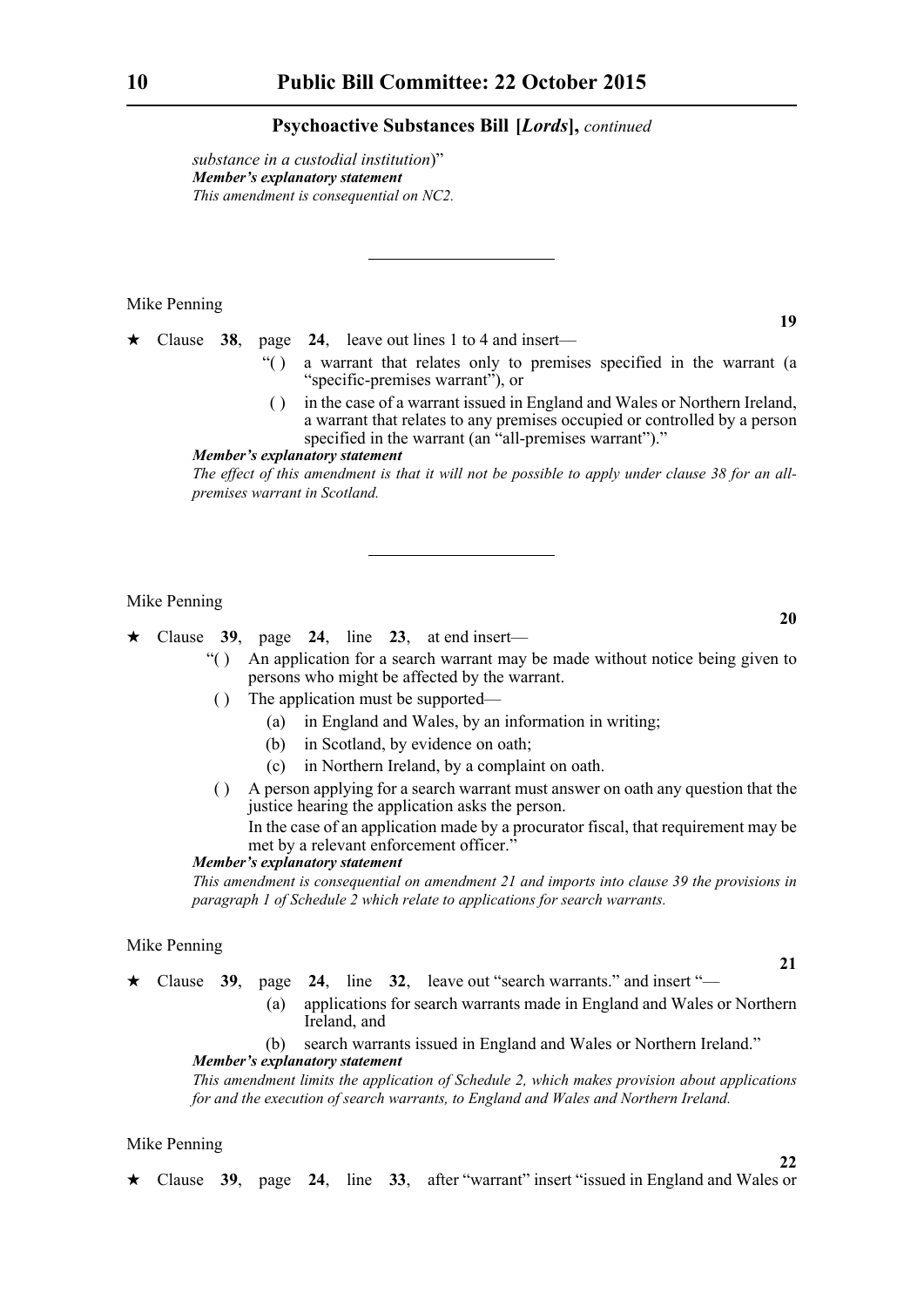*substance in a custodial institution*)"

***Member's explanatory statement***

*This amendment is consequential on NC2.*

---

Mike Penning

**19**

★ Clause **38**, page **24**, leave out lines 1 to 4 and insert—

"( ) a warrant that relates only to premises specified in the warrant (a "specific-premises warrant"), or

( ) in the case of a warrant issued in England and Wales or Northern Ireland, a warrant that relates to any premises occupied or controlled by a person specified in the warrant (an "all-premises warrant")."

***Member's explanatory statement***

*The effect of this amendment is that it will not be possible to apply under clause 38 for an all-premises warrant in Scotland.*

---

Mike Penning

**20**

★ Clause **39**, page **24**, line **23**, at end insert—

"( ) An application for a search warrant may be made without notice being given to persons who might be affected by the warrant.

( ) The application must be supported—

(a) in England and Wales, by an information in writing;

(b) in Scotland, by evidence on oath;

(c) in Northern Ireland, by a complaint on oath.

( ) A person applying for a search warrant must answer on oath any question that the justice hearing the application asks the person.

In the case of an application made by a procurator fiscal, that requirement may be met by a relevant enforcement officer."

***Member's explanatory statement***

*This amendment is consequential on amendment 21 and imports into clause 39 the provisions in paragraph 1 of Schedule 2 which relate to applications for search warrants.*

Mike Penning

**21**

★ Clause **39**, page **24**, line **32**, leave out "search warrants." and insert "—

(a) applications for search warrants made in England and Wales or Northern Ireland, and

(b) search warrants issued in England and Wales or Northern Ireland."

***Member's explanatory statement***

*This amendment limits the application of Schedule 2, which makes provision about applications for and the execution of search warrants, to England and Wales and Northern Ireland.*

Mike Penning

**22**

★ Clause **39**, page **24**, line **33**, after "warrant" insert "issued in England and Wales or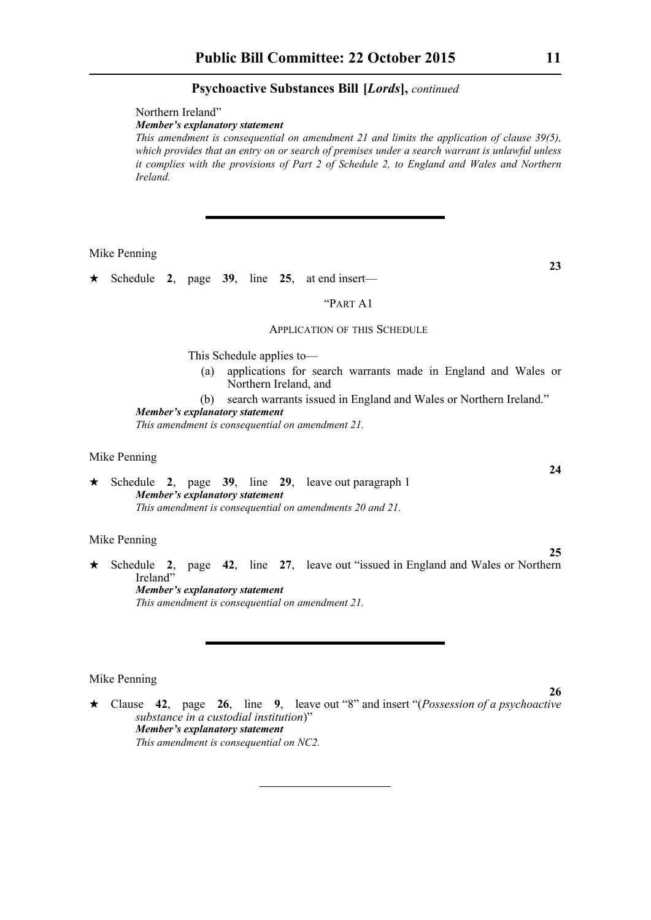Northern Ireland"

***Member's explanatory statement***

*This amendment is consequential on amendment 21 and limits the application of clause 39(5), which provides that an entry on or search of premises under a search warrant is unlawful unless it complies with the provisions of Part 2 of Schedule 2, to England and Wales and Northern Ireland.*

---

Mike Penning

**23**

★ Schedule **2**, page **39**, line **25**, at end insert—

"PART A1

APPLICATION OF THIS SCHEDULE

This Schedule applies to—

(a) applications for search warrants made in England and Wales or Northern Ireland, and

(b) search warrants issued in England and Wales or Northern Ireland."

***Member's explanatory statement***

*This amendment is consequential on amendment 21.*

Mike Penning

**24**

★ Schedule **2**, page **39**, line **29**, leave out paragraph 1

***Member's explanatory statement***

*This amendment is consequential on amendments 20 and 21.*

Mike Penning

**25**

★ Schedule **2**, page **42**, line **27**, leave out "issued in England and Wales or Northern Ireland"

***Member's explanatory statement***

*This amendment is consequential on amendment 21.*

---

Mike Penning

**26**

★ Clause **42**, page **26**, line **9**, leave out "8" and insert "(*Possession of a psychoactive substance in a custodial institution*)"

***Member's explanatory statement***

*This amendment is consequential on NC2.*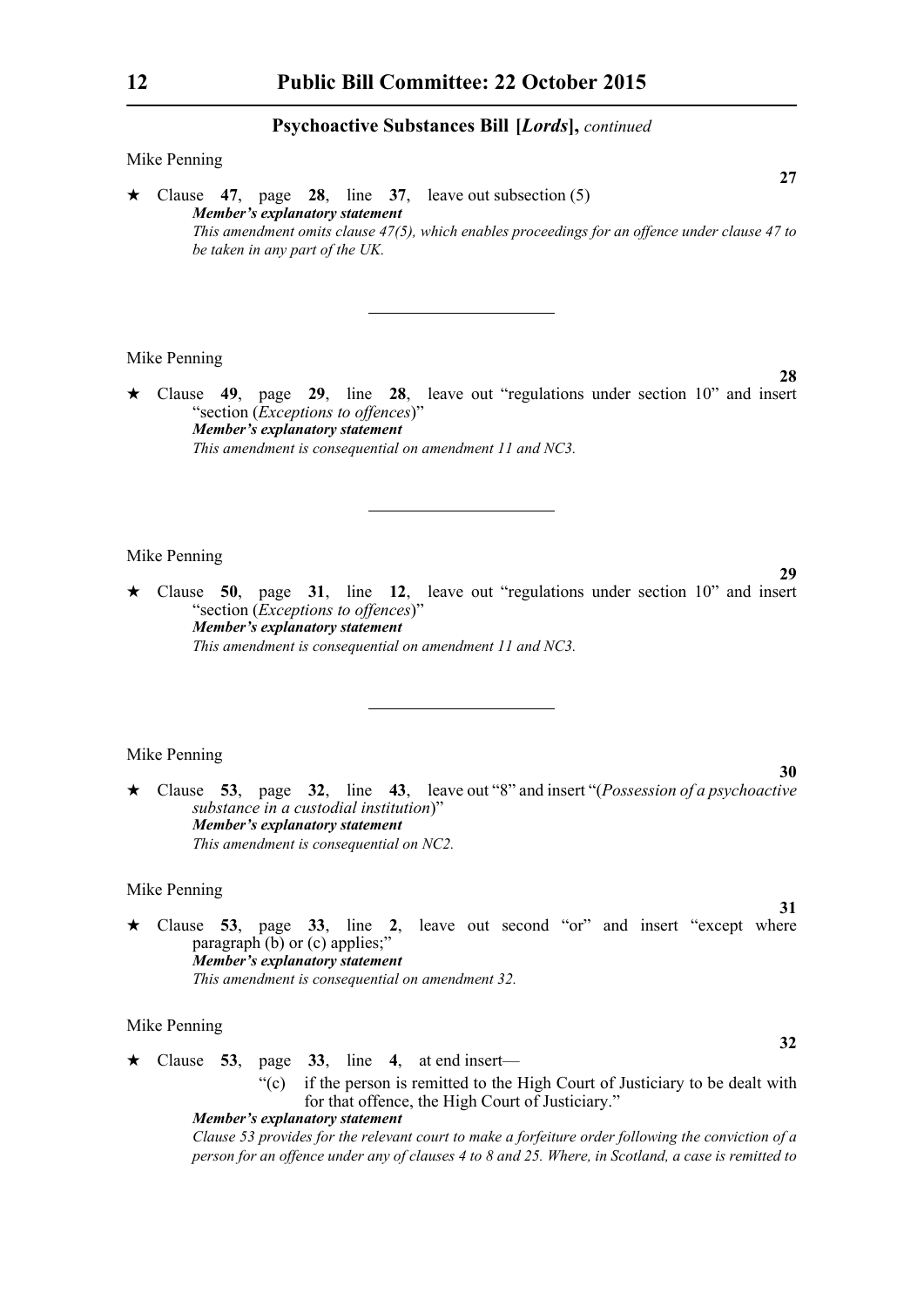Mike Penning

**27**

★ Clause **47**, page **28**, line **37**, leave out subsection (5)

***Member's explanatory statement***

*This amendment omits clause 47(5), which enables proceedings for an offence under clause 47 to be taken in any part of the UK.*

---

Mike Penning

**28**

★ Clause **49**, page **29**, line **28**, leave out "regulations under section 10" and insert "section (*Exceptions to offences*)"

***Member's explanatory statement***

*This amendment is consequential on amendment 11 and NC3.*

---

Mike Penning

**29**

★ Clause **50**, page **31**, line **12**, leave out "regulations under section 10" and insert "section (*Exceptions to offences*)"

***Member's explanatory statement***

*This amendment is consequential on amendment 11 and NC3.*

---

Mike Penning

**30**

★ Clause **53**, page **32**, line **43**, leave out "8" and insert "(*Possession of a psychoactive substance in a custodial institution*)"

***Member's explanatory statement***

*This amendment is consequential on NC2.*

Mike Penning

**31**

★ Clause **53**, page **33**, line **2**, leave out second "or" and insert "except where paragraph (b) or (c) applies;"

***Member's explanatory statement***

*This amendment is consequential on amendment 32.*

Mike Penning

**32**

★ Clause **53**, page **33**, line **4**, at end insert—

"(c) if the person is remitted to the High Court of Justiciary to be dealt with for that offence, the High Court of Justiciary."

***Member's explanatory statement***

*Clause 53 provides for the relevant court to make a forfeiture order following the conviction of a person for an offence under any of clauses 4 to 8 and 25. Where, in Scotland, a case is remitted to*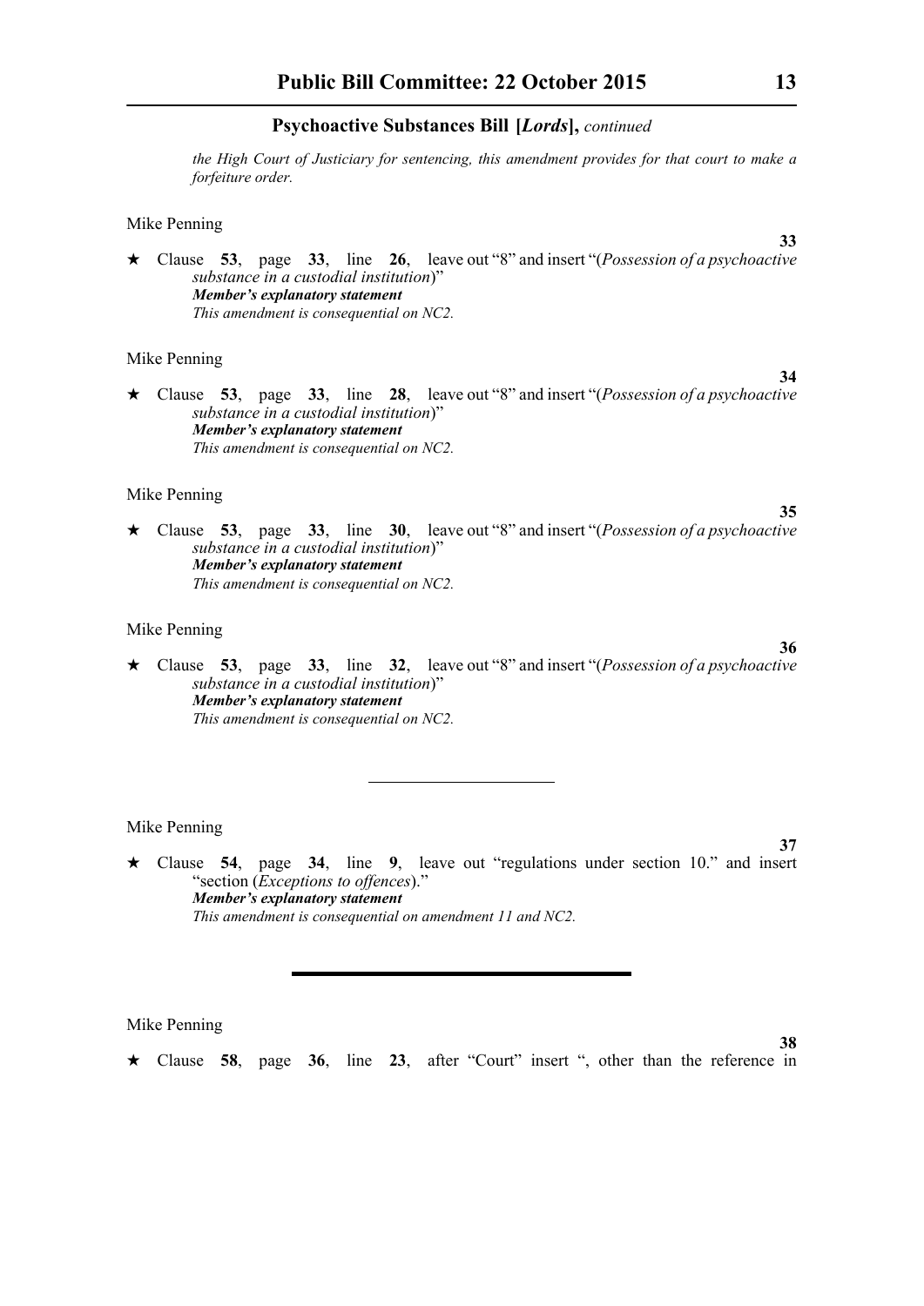*the High Court of Justiciary for sentencing, this amendment provides for that court to make a forfeiture order.*

Mike Penning

**33**

★ Clause **53**, page **33**, line **26**, leave out "8" and insert "(*Possession of a psychoactive substance in a custodial institution*)"

***Member's explanatory statement***

*This amendment is consequential on NC2.*

Mike Penning

**34**

★ Clause **53**, page **33**, line **28**, leave out "8" and insert "(*Possession of a psychoactive substance in a custodial institution*)"

***Member's explanatory statement***

*This amendment is consequential on NC2.*

Mike Penning

**35**

★ Clause **53**, page **33**, line **30**, leave out "8" and insert "(*Possession of a psychoactive substance in a custodial institution*)"

***Member's explanatory statement***

*This amendment is consequential on NC2.*

Mike Penning

**36**

★ Clause **53**, page **33**, line **32**, leave out "8" and insert "(*Possession of a psychoactive substance in a custodial institution*)"

***Member's explanatory statement***

*This amendment is consequential on NC2.*

---

Mike Penning

**37**

★ Clause **54**, page **34**, line **9**, leave out "regulations under section 10." and insert "section (*Exceptions to offences*)."

***Member's explanatory statement***

*This amendment is consequential on amendment 11 and NC2.*

---

Mike Penning

**38**

★ Clause **58**, page **36**, line **23**, after "Court" insert ", other than the reference in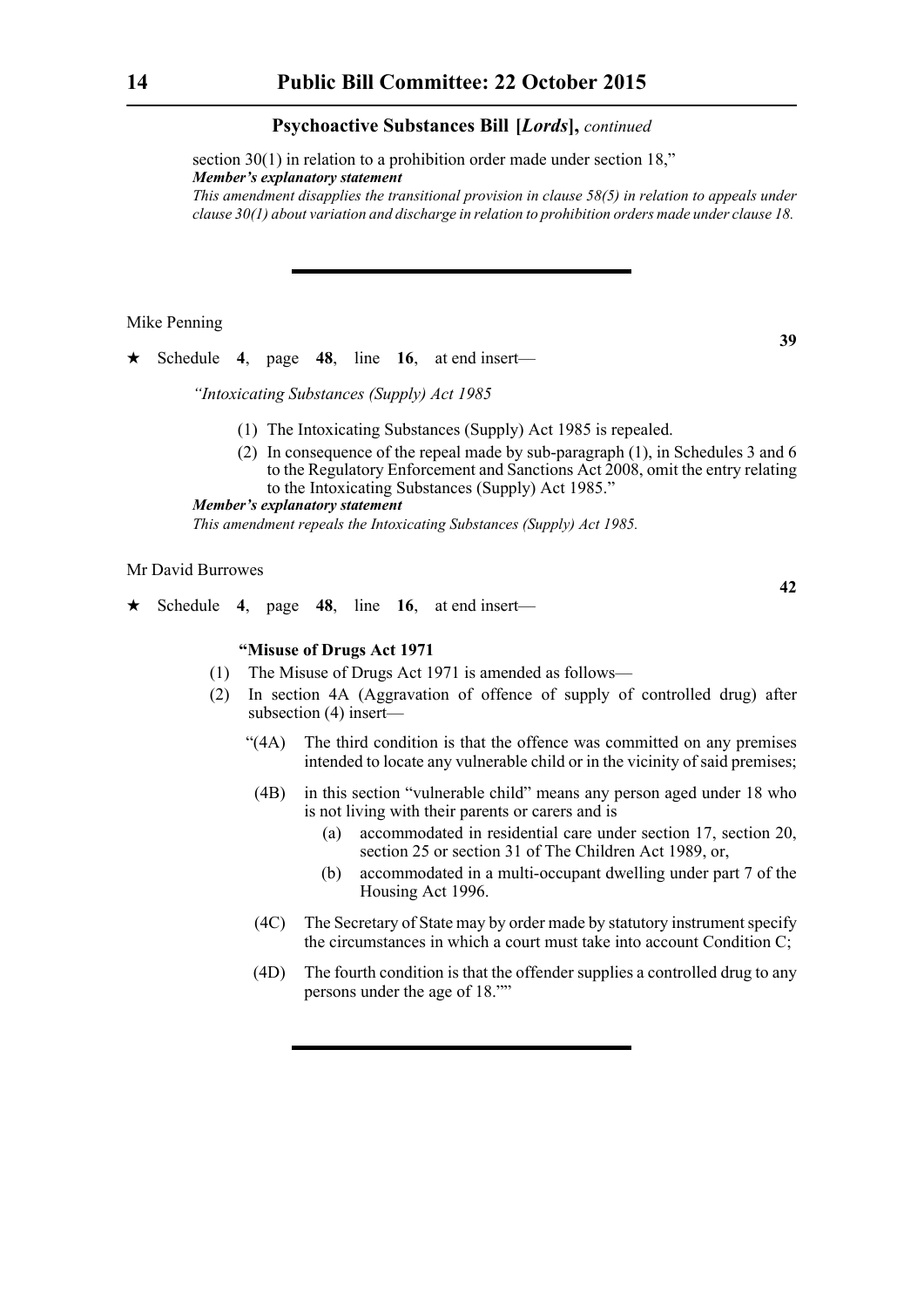section 30(1) in relation to a prohibition order made under section 18,"

***Member's explanatory statement***

*This amendment disapplies the transitional provision in clause 58(5) in relation to appeals under clause 30(1) about variation and discharge in relation to prohibition orders made under clause 18.*

---

Mike Penning

**39**

★ Schedule **4**, page **48**, line **16**, at end insert—

*"Intoxicating Substances (Supply) Act 1985*

(1) The Intoxicating Substances (Supply) Act 1985 is repealed.

(2) In consequence of the repeal made by sub-paragraph (1), in Schedules 3 and 6 to the Regulatory Enforcement and Sanctions Act 2008, omit the entry relating to the Intoxicating Substances (Supply) Act 1985."

***Member's explanatory statement***

*This amendment repeals the Intoxicating Substances (Supply) Act 1985.*

Mr David Burrowes

**42**

★ Schedule **4**, page **48**, line **16**, at end insert—

**"Misuse of Drugs Act 1971**

(1) The Misuse of Drugs Act 1971 is amended as follows—

(2) In section 4A (Aggravation of offence of supply of controlled drug) after subsection (4) insert—

"(4A) The third condition is that the offence was committed on any premises intended to locate any vulnerable child or in the vicinity of said premises;

(4B) in this section "vulnerable child" means any person aged under 18 who is not living with their parents or carers and is

(a) accommodated in residential care under section 17, section 20, section 25 or section 31 of The Children Act 1989, or,

(b) accommodated in a multi-occupant dwelling under part 7 of the Housing Act 1996.

(4C) The Secretary of State may by order made by statutory instrument specify the circumstances in which a court must take into account Condition C;

(4D) The fourth condition is that the offender supplies a controlled drug to any persons under the age of 18.""

---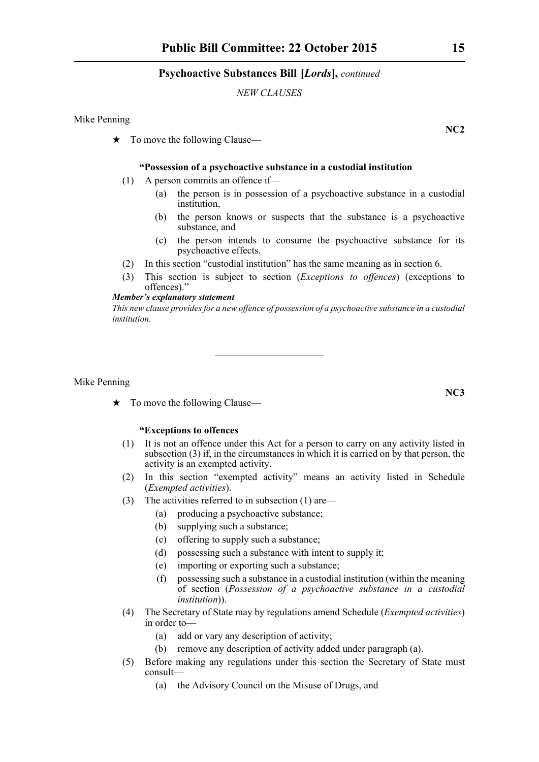*NEW CLAUSES*

Mike Penning

**NC2**

★ To move the following Clause—

**"Possession of a psychoactive substance in a custodial institution**

(1) A person commits an offence if—

(a) the person is in possession of a psychoactive substance in a custodial institution,

(b) the person knows or suspects that the substance is a psychoactive substance, and

(c) the person intends to consume the psychoactive substance for its psychoactive effects.

(2) In this section "custodial institution" has the same meaning as in section 6.

(3) This section is subject to section (*Exceptions to offences*) (exceptions to offences)."

***Member's explanatory statement***

*This new clause provides for a new offence of possession of a psychoactive substance in a custodial institution.*

---

Mike Penning

**NC3**

★ To move the following Clause—

**"Exceptions to offences**

(1) It is not an offence under this Act for a person to carry on any activity listed in subsection (3) if, in the circumstances in which it is carried on by that person, the activity is an exempted activity.

(2) In this section "exempted activity" means an activity listed in Schedule (*Exempted activities*).

(3) The activities referred to in subsection (1) are—

(a) producing a psychoactive substance;

(b) supplying such a substance;

(c) offering to supply such a substance;

(d) possessing such a substance with intent to supply it;

(e) importing or exporting such a substance;

(f) possessing such a substance in a custodial institution (within the meaning of section (*Possession of a psychoactive substance in a custodial institution*)).

(4) The Secretary of State may by regulations amend Schedule (*Exempted activities*) in order to—

(a) add or vary any description of activity;

(b) remove any description of activity added under paragraph (a).

(5) Before making any regulations under this section the Secretary of State must consult—

(a) the Advisory Council on the Misuse of Drugs, and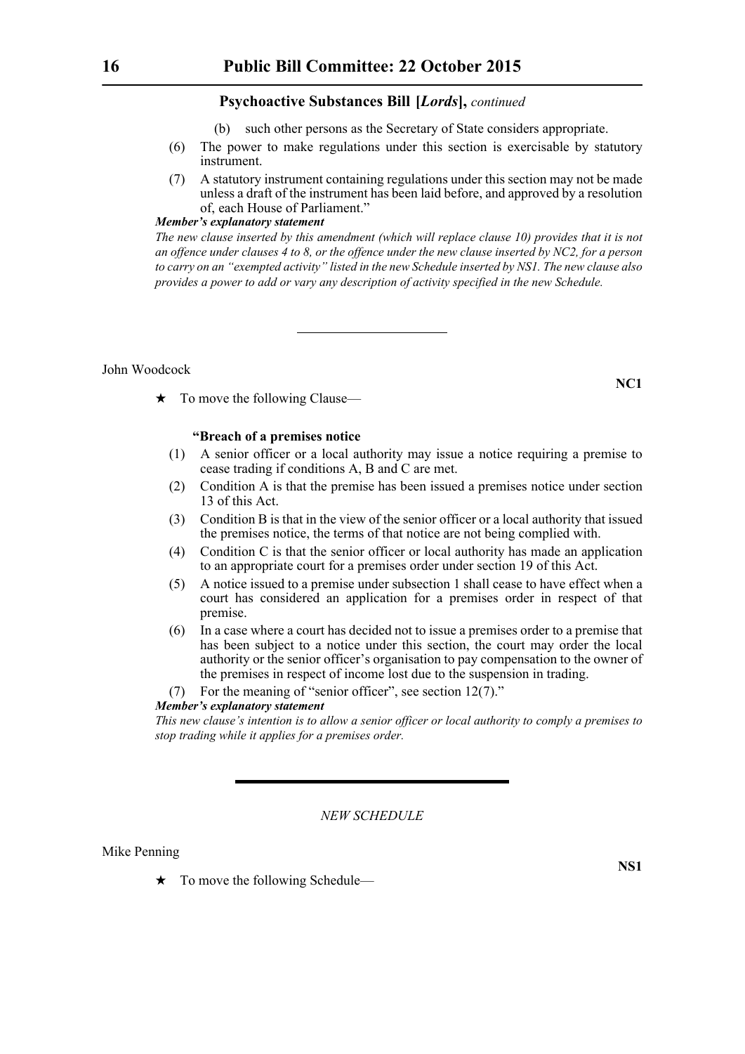**Psychoactive Substances Bill [*Lords*],** *continued*

(b) such other persons as the Secretary of State considers appropriate.

(6) The power to make regulations under this section is exercisable by statutory instrument.

(7) A statutory instrument containing regulations under this section may not be made unless a draft of the instrument has been laid before, and approved by a resolution of, each House of Parliament."

***Member's explanatory statement***

*The new clause inserted by this amendment (which will replace clause 10) provides that it is not an offence under clauses 4 to 8, or the offence under the new clause inserted by NC2, for a person to carry on an "exempted activity" listed in the new Schedule inserted by NS1. The new clause also provides a power to add or vary any description of activity specified in the new Schedule.*

---

John Woodcock

**NC1**

★ To move the following Clause—

**"Breach of a premises notice**

(1) A senior officer or a local authority may issue a notice requiring a premise to cease trading if conditions A, B and C are met.

(2) Condition A is that the premise has been issued a premises notice under section 13 of this Act.

(3) Condition B is that in the view of the senior officer or a local authority that issued the premises notice, the terms of that notice are not being complied with.

(4) Condition C is that the senior officer or local authority has made an application to an appropriate court for a premises order under section 19 of this Act.

(5) A notice issued to a premise under subsection 1 shall cease to have effect when a court has considered an application for a premises order in respect of that premise.

(6) In a case where a court has decided not to issue a premises order to a premise that has been subject to a notice under this section, the court may order the local authority or the senior officer's organisation to pay compensation to the owner of the premises in respect of income lost due to the suspension in trading.

(7) For the meaning of "senior officer", see section 12(7)."

***Member's explanatory statement***

*This new clause's intention is to allow a senior officer or local authority to comply a premises to stop trading while it applies for a premises order.*

---

*NEW SCHEDULE*

Mike Penning

**NS1**

★ To move the following Schedule—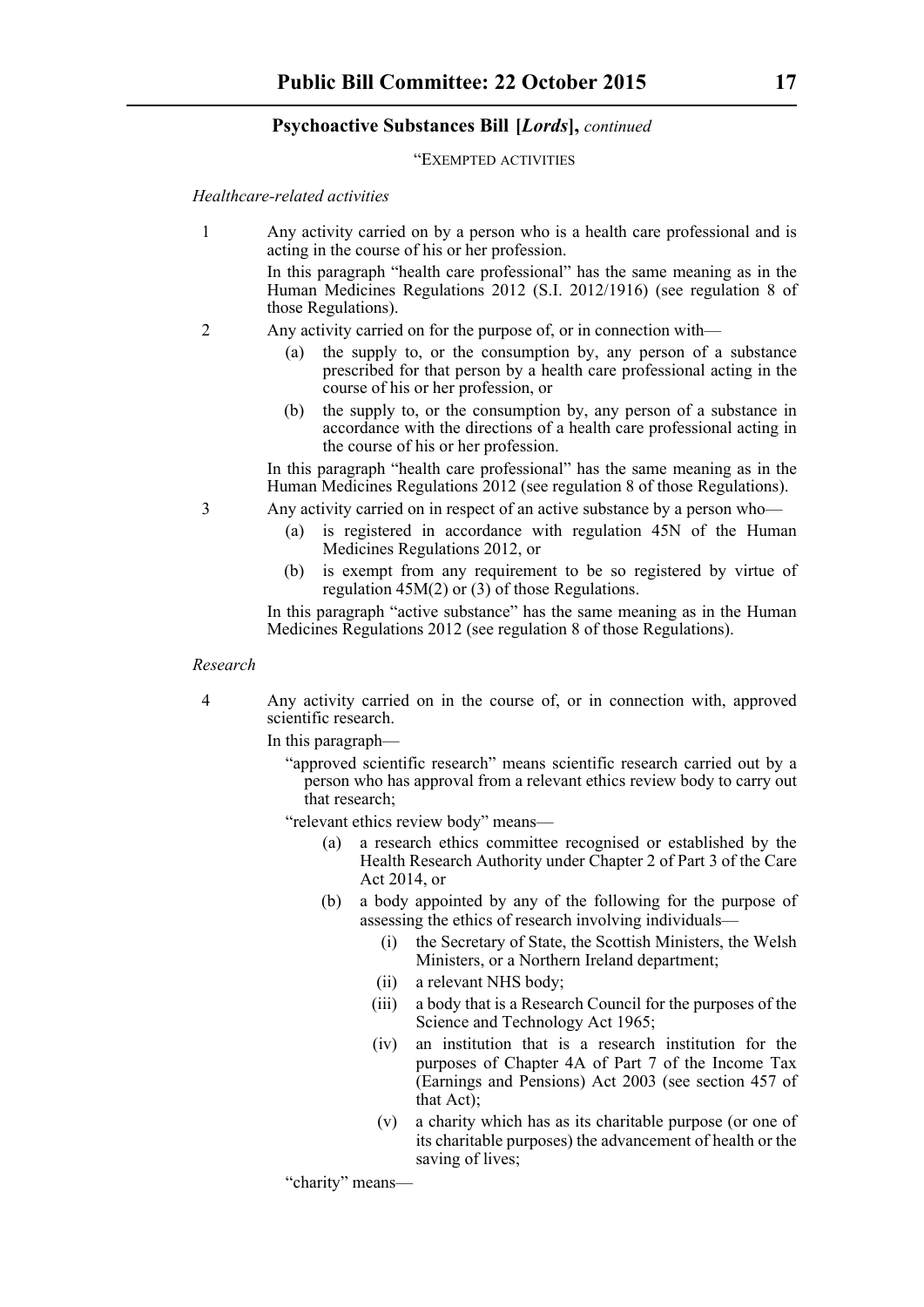### Psychoactive Substances Bill [*Lords*], *continued*

"EXEMPTED ACTIVITIES

*Healthcare-related activities*

1 Any activity carried on by a person who is a health care professional and is acting in the course of his or her profession.

In this paragraph "health care professional" has the same meaning as in the Human Medicines Regulations 2012 (S.I. 2012/1916) (see regulation 8 of those Regulations).

2 Any activity carried on for the purpose of, or in connection with—

(a) the supply to, or the consumption by, any person of a substance prescribed for that person by a health care professional acting in the course of his or her profession, or

(b) the supply to, or the consumption by, any person of a substance in accordance with the directions of a health care professional acting in the course of his or her profession.

In this paragraph "health care professional" has the same meaning as in the Human Medicines Regulations 2012 (see regulation 8 of those Regulations).

3 Any activity carried on in respect of an active substance by a person who—

(a) is registered in accordance with regulation 45N of the Human Medicines Regulations 2012, or

(b) is exempt from any requirement to be so registered by virtue of regulation 45M(2) or (3) of those Regulations.

In this paragraph "active substance" has the same meaning as in the Human Medicines Regulations 2012 (see regulation 8 of those Regulations).

*Research*

4 Any activity carried on in the course of, or in connection with, approved scientific research.

In this paragraph—

"approved scientific research" means scientific research carried out by a person who has approval from a relevant ethics review body to carry out that research;

"relevant ethics review body" means—

(a) a research ethics committee recognised or established by the Health Research Authority under Chapter 2 of Part 3 of the Care Act 2014, or

(b) a body appointed by any of the following for the purpose of assessing the ethics of research involving individuals—

(i) the Secretary of State, the Scottish Ministers, the Welsh Ministers, or a Northern Ireland department;

(ii) a relevant NHS body;

(iii) a body that is a Research Council for the purposes of the Science and Technology Act 1965;

(iv) an institution that is a research institution for the purposes of Chapter 4A of Part 7 of the Income Tax (Earnings and Pensions) Act 2003 (see section 457 of that Act);

(v) a charity which has as its charitable purpose (or one of its charitable purposes) the advancement of health or the saving of lives;

"charity" means—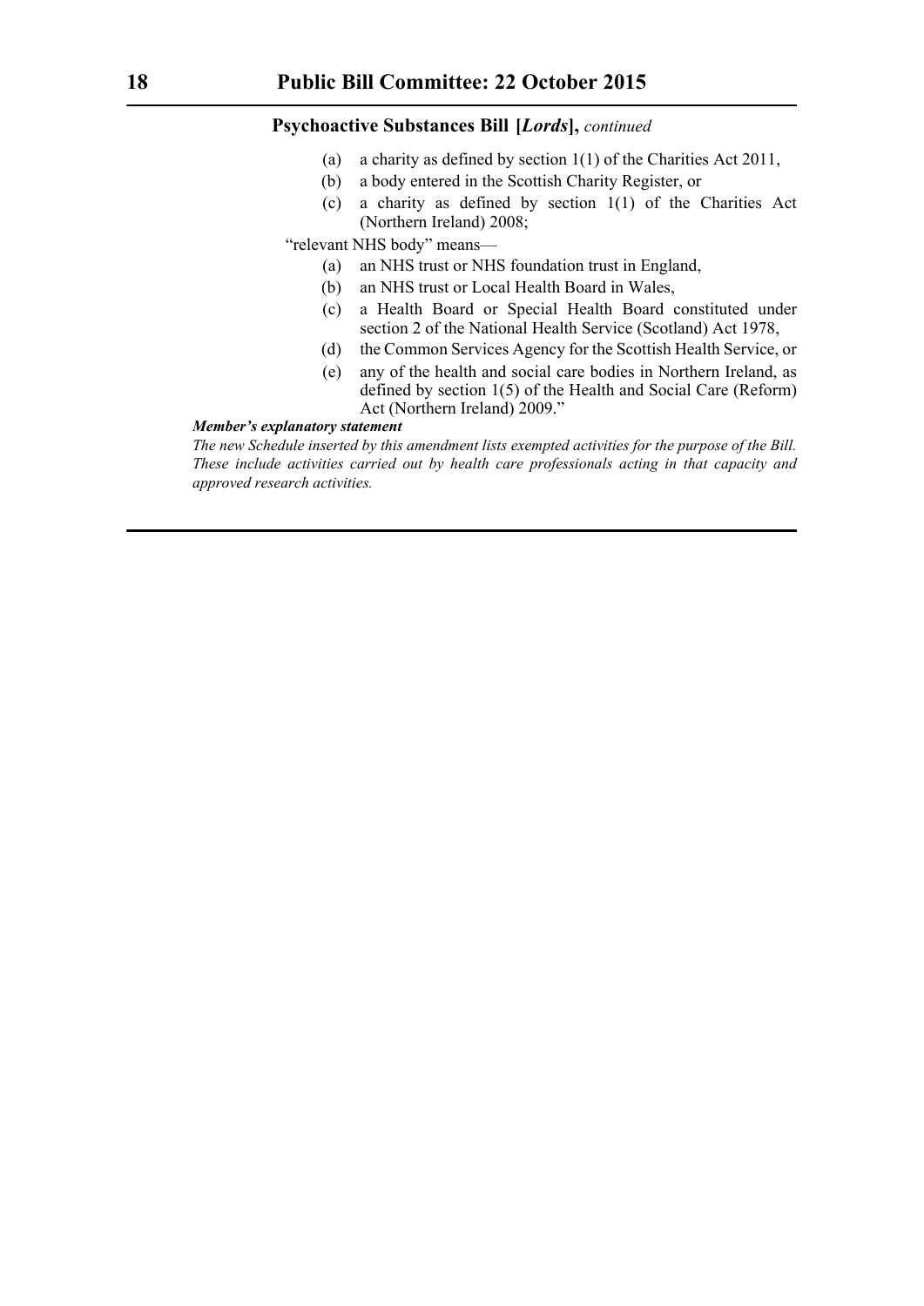**Psychoactive Substances Bill [*Lords*],** *continued*

(a) a charity as defined by section 1(1) of the Charities Act 2011,

(b) a body entered in the Scottish Charity Register, or

(c) a charity as defined by section 1(1) of the Charities Act (Northern Ireland) 2008;

"relevant NHS body" means—

(a) an NHS trust or NHS foundation trust in England,

(b) an NHS trust or Local Health Board in Wales,

(c) a Health Board or Special Health Board constituted under section 2 of the National Health Service (Scotland) Act 1978,

(d) the Common Services Agency for the Scottish Health Service, or

(e) any of the health and social care bodies in Northern Ireland, as defined by section 1(5) of the Health and Social Care (Reform) Act (Northern Ireland) 2009."

***Member's explanatory statement***

*The new Schedule inserted by this amendment lists exempted activities for the purpose of the Bill. These include activities carried out by health care professionals acting in that capacity and approved research activities.*